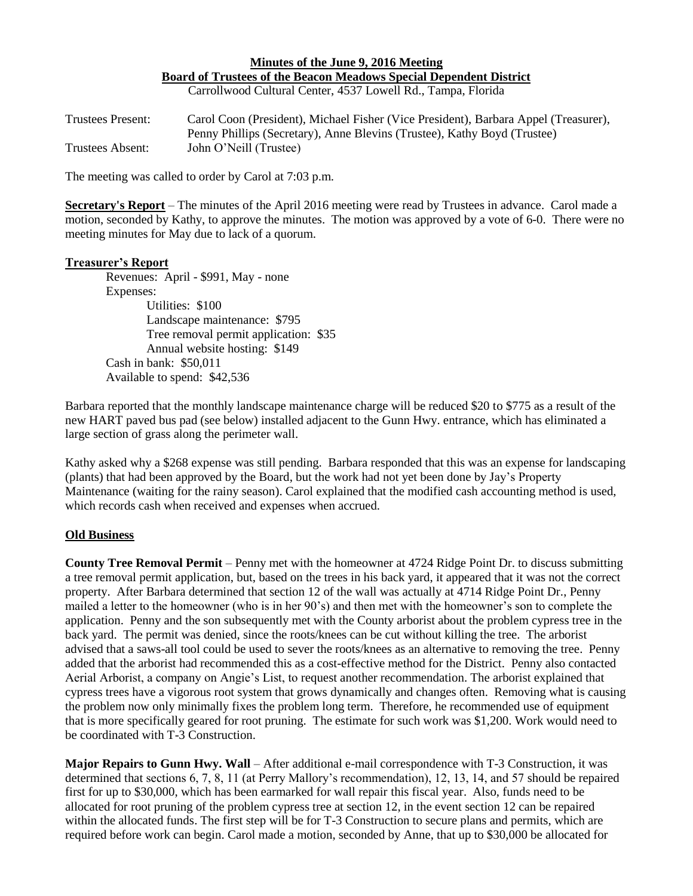**Minutes of the June 9, 2016 Meeting**
**Board of Trustees of the Beacon Meadows Special Dependent District**
Carrollwood Cultural Center, 4537 Lowell Rd., Tampa, Florida

Trustees Present: Carol Coon (President), Michael Fisher (Vice President), Barbara Appel (Treasurer), Penny Phillips (Secretary), Anne Blevins (Trustee), Kathy Boyd (Trustee)
Trustees Absent: John O'Neill (Trustee)

The meeting was called to order by Carol at 7:03 p.m.

**Secretary's Report** – The minutes of the April 2016 meeting were read by Trustees in advance. Carol made a motion, seconded by Kathy, to approve the minutes. The motion was approved by a vote of 6-0. There were no meeting minutes for May due to lack of a quorum.

**Treasurer's Report**

Revenues: April - $991, May - none
Expenses:
- Utilities: $100
- Landscape maintenance: $795
- Tree removal permit application: $35
- Annual website hosting: $149

Cash in bank: $50,011
Available to spend: $42,536

Barbara reported that the monthly landscape maintenance charge will be reduced $20 to $775 as a result of the new HART paved bus pad (see below) installed adjacent to the Gunn Hwy. entrance, which has eliminated a large section of grass along the perimeter wall.

Kathy asked why a $268 expense was still pending. Barbara responded that this was an expense for landscaping (plants) that had been approved by the Board, but the work had not yet been done by Jay's Property Maintenance (waiting for the rainy season). Carol explained that the modified cash accounting method is used, which records cash when received and expenses when accrued.

**Old Business**

**County Tree Removal Permit** – Penny met with the homeowner at 4724 Ridge Point Dr. to discuss submitting a tree removal permit application, but, based on the trees in his back yard, it appeared that it was not the correct property. After Barbara determined that section 12 of the wall was actually at 4714 Ridge Point Dr., Penny mailed a letter to the homeowner (who is in her 90's) and then met with the homeowner's son to complete the application. Penny and the son subsequently met with the County arborist about the problem cypress tree in the back yard. The permit was denied, since the roots/knees can be cut without killing the tree. The arborist advised that a saws-all tool could be used to sever the roots/knees as an alternative to removing the tree. Penny added that the arborist had recommended this as a cost-effective method for the District. Penny also contacted Aerial Arborist, a company on Angie's List, to request another recommendation. The arborist explained that cypress trees have a vigorous root system that grows dynamically and changes often. Removing what is causing the problem now only minimally fixes the problem long term. Therefore, he recommended use of equipment that is more specifically geared for root pruning. The estimate for such work was $1,200. Work would need to be coordinated with T-3 Construction.

**Major Repairs to Gunn Hwy. Wall** – After additional e-mail correspondence with T-3 Construction, it was determined that sections 6, 7, 8, 11 (at Perry Mallory's recommendation), 12, 13, 14, and 57 should be repaired first for up to $30,000, which has been earmarked for wall repair this fiscal year. Also, funds need to be allocated for root pruning of the problem cypress tree at section 12, in the event section 12 can be repaired within the allocated funds. The first step will be for T-3 Construction to secure plans and permits, which are required before work can begin. Carol made a motion, seconded by Anne, that up to $30,000 be allocated for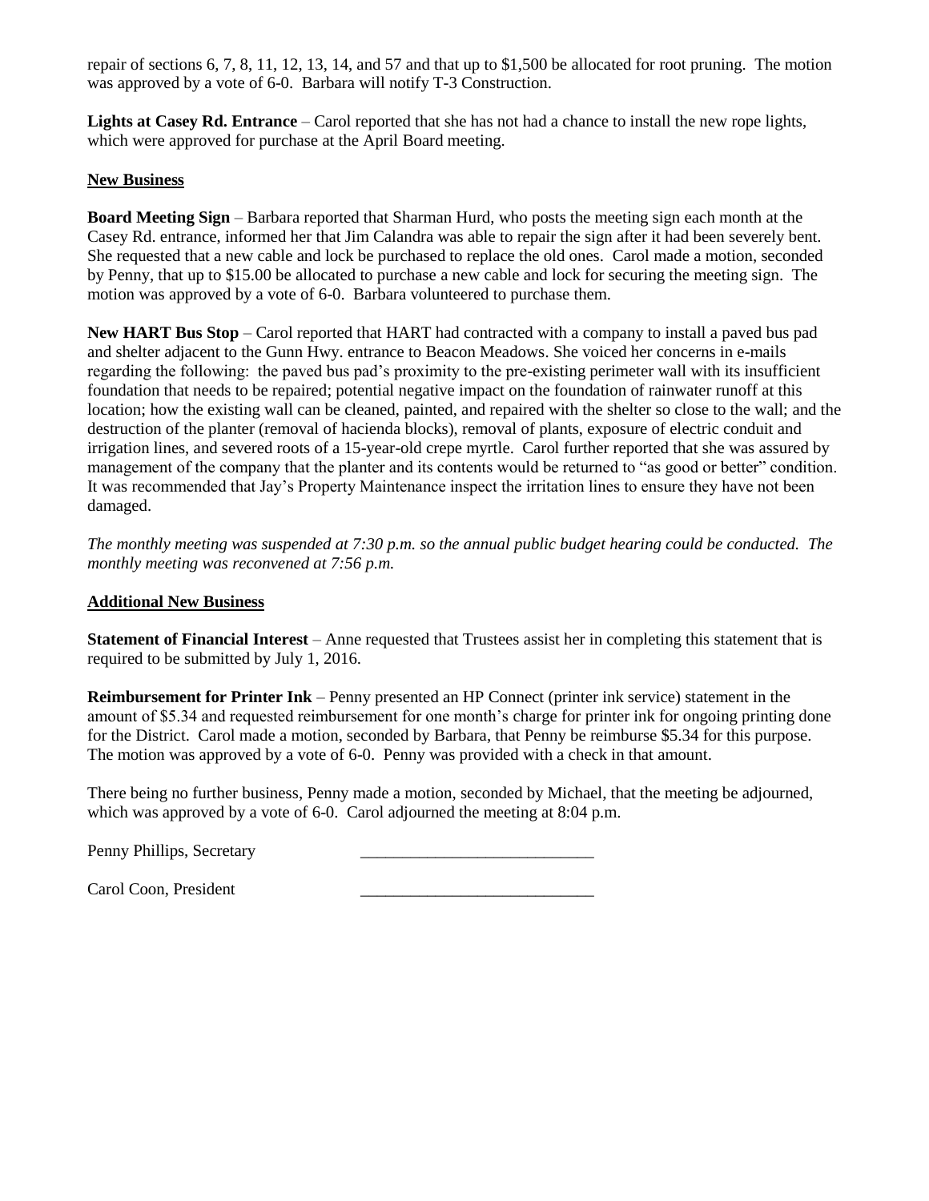repair of sections 6, 7, 8, 11, 12, 13, 14, and 57 and that up to $1,500 be allocated for root pruning. The motion was approved by a vote of 6-0. Barbara will notify T-3 Construction.

**Lights at Casey Rd. Entrance** – Carol reported that she has not had a chance to install the new rope lights, which were approved for purchase at the April Board meeting.

## New Business

**Board Meeting Sign** – Barbara reported that Sharman Hurd, who posts the meeting sign each month at the Casey Rd. entrance, informed her that Jim Calandra was able to repair the sign after it had been severely bent. She requested that a new cable and lock be purchased to replace the old ones. Carol made a motion, seconded by Penny, that up to $15.00 be allocated to purchase a new cable and lock for securing the meeting sign. The motion was approved by a vote of 6-0. Barbara volunteered to purchase them.

**New HART Bus Stop** – Carol reported that HART had contracted with a company to install a paved bus pad and shelter adjacent to the Gunn Hwy. entrance to Beacon Meadows. She voiced her concerns in e-mails regarding the following: the paved bus pad's proximity to the pre-existing perimeter wall with its insufficient foundation that needs to be repaired; potential negative impact on the foundation of rainwater runoff at this location; how the existing wall can be cleaned, painted, and repaired with the shelter so close to the wall; and the destruction of the planter (removal of hacienda blocks), removal of plants, exposure of electric conduit and irrigation lines, and severed roots of a 15-year-old crepe myrtle. Carol further reported that she was assured by management of the company that the planter and its contents would be returned to "as good or better" condition. It was recommended that Jay's Property Maintenance inspect the irritation lines to ensure they have not been damaged.

*The monthly meeting was suspended at 7:30 p.m. so the annual public budget hearing could be conducted. The monthly meeting was reconvened at 7:56 p.m.*

## Additional New Business

**Statement of Financial Interest** – Anne requested that Trustees assist her in completing this statement that is required to be submitted by July 1, 2016.

**Reimbursement for Printer Ink** – Penny presented an HP Connect (printer ink service) statement in the amount of $5.34 and requested reimbursement for one month's charge for printer ink for ongoing printing done for the District. Carol made a motion, seconded by Barbara, that Penny be reimburse $5.34 for this purpose. The motion was approved by a vote of 6-0. Penny was provided with a check in that amount.

There being no further business, Penny made a motion, seconded by Michael, that the meeting be adjourned, which was approved by a vote of 6-0. Carol adjourned the meeting at 8:04 p.m.

Penny Phillips, Secretary ____________________________

Carol Coon, President ____________________________